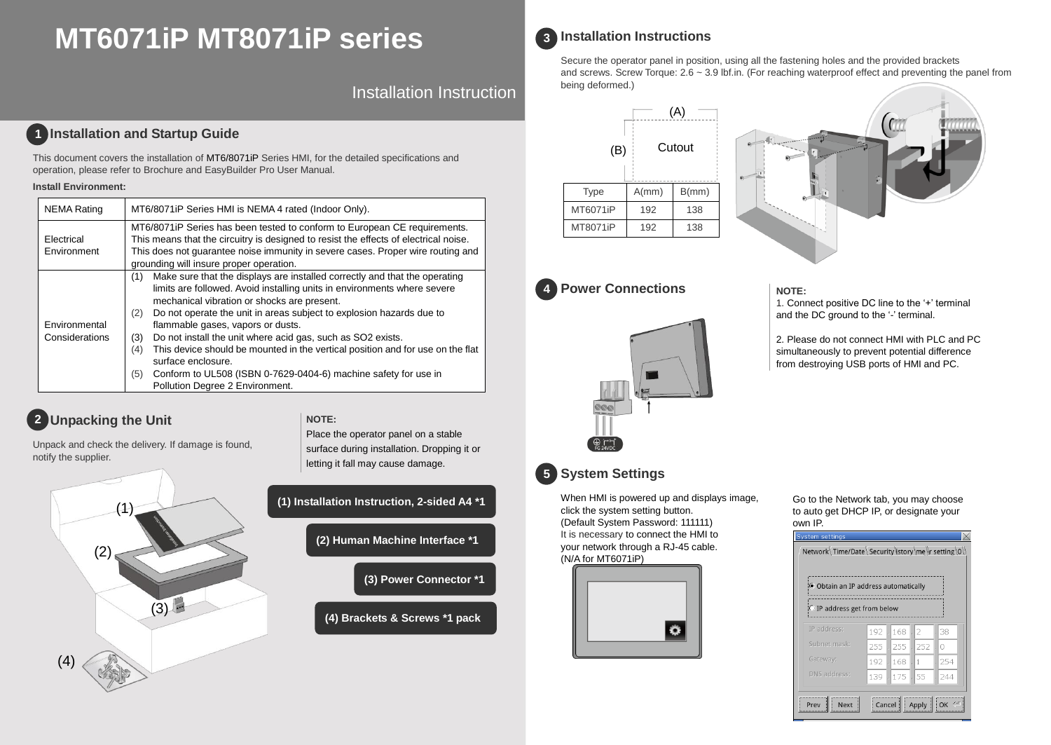# MT6071iP MT8071iP series

Installation Instruction

## 1 Installation and Startup Guide

This document covers the installation of MT6/8071iP Series HMI, for the detailed specifications and operation, please refer to Brochure and EasyBuilder Pro User Manual.

**Install Environment:**

| | |
|---|---|
| NEMA Rating | MT6/8071iP Series HMI is NEMA 4 rated (Indoor Only). |
| Electrical Environment | MT6/8071iP Series has been tested to conform to European CE requirements. This means that the circuitry is designed to resist the effects of electrical noise. This does not guarantee noise immunity in severe cases. Proper wire routing and grounding will insure proper operation. |
| Environmental Considerations | (1) Make sure that the displays are installed correctly and that the operating limits are followed. Avoid installing units in environments where severe mechanical vibration or shocks are present.<br>(2) Do not operate the unit in areas subject to explosion hazards due to flammable gases, vapors or dusts.<br>(3) Do not install the unit where acid gas, such as SO2 exists.<br>(4) This device should be mounted in the vertical position and for use on the flat surface enclosure.<br>(5) Conform to UL508 (ISBN 0-7629-0404-6) machine safety for use in Pollution Degree 2 Environment. |

## 2 Unpacking the Unit

Unpack and check the delivery. If damage is found, notify the supplier.

**NOTE:**
Place the operator panel on a stable surface during installation. Dropping it or letting it fall may cause damage.

(1) Installation Instruction, 2-sided A4 *1

(2) Human Machine Interface *1

(3) Power Connector *1

(4) Brackets & Screws *1 pack

## 3 Installation Instructions

Secure the operator panel in position, using all the fastening holes and the provided brackets and screws. Screw Torque: 2.6 ~ 3.9 lbf.in. (For reaching waterproof effect and preventing the panel from being deformed.)

(A)
(B)
Cutout

| Type | A(mm) | B(mm) |
|---|---|---|
| MT6071iP | 192 | 138 |
| MT8071iP | 192 | 138 |

## 4 Power Connections

**NOTE:**
1. Connect positive DC line to the '+' terminal and the DC ground to the '-' terminal.

2. Please do not connect HMI with PLC and PC simultaneously to prevent potential difference from destroying USB ports of HMI and PC.

FG 24VDC

## 5 System Settings

When HMI is powered up and displays image, click the system setting button.
(Default System Password: 111111)
It is necessary to connect the HMI to your network through a RJ-45 cable.
(N/A for MT6071iP)

Go to the Network tab, you may choose to auto get DHCP IP, or designate your own IP.

System settings
Network | Time/Date | Security | History | me | r setting | O
Obtain an IP address automatically
IP address get from below
IP address: 192 168 2 38
Subnet mask: 255 255 252 0
Gateway: 192 168 1 254
DNS address: 139 175 55 244
Prev | Next | Cancel | Apply | OK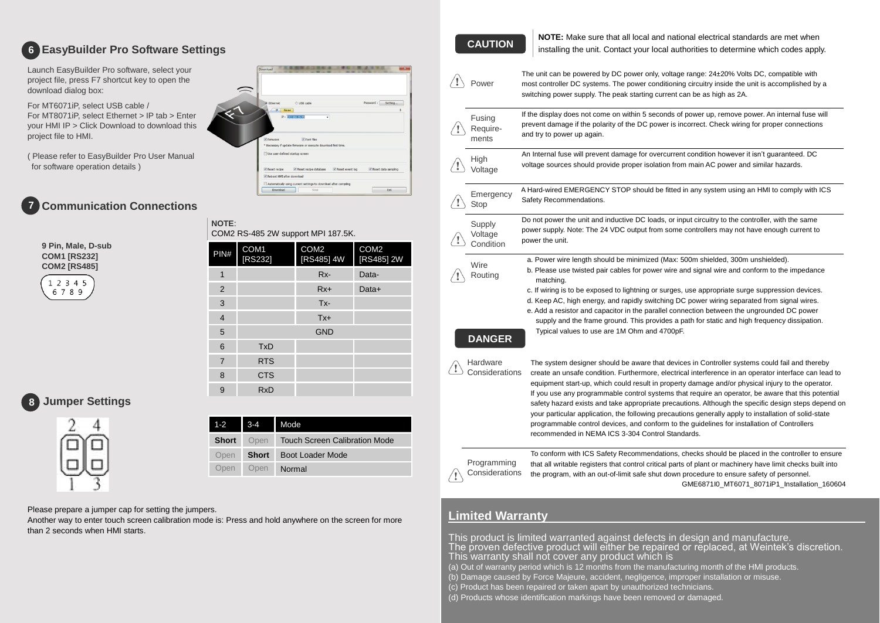## 6 EasyBuilder Pro Software Settings

Launch EasyBuilder Pro software, select your project file, press F7 shortcut key to open the download dialog box:

For MT6071iP, select USB cable /
For MT8071iP, select Ethernet > IP tab > Enter your HMI IP > Click Download to download this project file to HMI.

( Please refer to EasyBuilder Pro User Manual for software operation details )

## 7 Communication Connections

**9 Pin, Male, D-sub**
**COM1 [RS232]**
**COM2 [RS485]**

1 2 3 4 5
6 7 8 9

**NOTE**:
COM2 RS-485 2W support MPI 187.5K.

| PIN# | COM1 [RS232] | COM2 [RS485] 4W | COM2 [RS485] 2W |
|---|---|---|---|
| 1 | | Rx- | Data- |
| 2 | | Rx+ | Data+ |
| 3 | | Tx- | |
| 4 | | Tx+ | |
| 5 | GND | | |
| 6 | TxD | | |
| 7 | RTS | | |
| 8 | CTS | | |
| 9 | RxD | | |

## 8 Jumper Settings

| 1-2 | 3-4 | Mode |
|---|---|---|
| **Short** | Open | Touch Screen Calibration Mode |
| Open | **Short** | Boot Loader Mode |
| Open | Open | Normal |

Please prepare a jumper cap for setting the jumpers.
Another way to enter touch screen calibration mode is: Press and hold anywhere on the screen for more than 2 seconds when HMI starts.

**CAUTION**

**NOTE:** Make sure that all local and national electrical standards are met when installing the unit. Contact your local authorities to determine which codes apply.

**Power**: The unit can be powered by DC power only, voltage range: 24±20% Volts DC, compatible with most controller DC systems. The power conditioning circuitry inside the unit is accomplished by a switching power supply. The peak starting current can be as high as 2A.

**Fusing Requirements**: If the display does not come on within 5 seconds of power up, remove power. An internal fuse will prevent damage if the polarity of the DC power is incorrect. Check wiring for proper connections and try to power up again.

**High Voltage**: An Internal fuse will prevent damage for overcurrent condition however it isn't guaranteed. DC voltage sources should provide proper isolation from main AC power and similar hazards.

**Emergency Stop**: A Hard-wired EMERGENCY STOP should be fitted in any system using an HMI to comply with ICS Safety Recommendations.

**Supply Voltage Condition**: Do not power the unit and inductive DC loads, or input circuitry to the controller, with the same power supply. Note: The 24 VDC output from some controllers may not have enough current to power the unit.

**Wire Routing**:

a. Power wire length should be minimized (Max: 500m shielded, 300m unshielded).
b. Please use twisted pair cables for power wire and signal wire and conform to the impedance matching.
c. If wiring is to be exposed to lightning or surges, use appropriate surge suppression devices.
d. Keep AC, high energy, and rapidly switching DC power wiring separated from signal wires.
e. Add a resistor and capacitor in the parallel connection between the ungrounded DC power supply and the frame ground. This provides a path for static and high frequency dissipation. Typical values to use are 1M Ohm and 4700pF.

**DANGER**

**Hardware Considerations**: The system designer should be aware that devices in Controller systems could fail and thereby create an unsafe condition. Furthermore, electrical interference in an operator interface can lead to equipment start-up, which could result in property damage and/or physical injury to the operator. If you use any programmable control systems that require an operator, be aware that this potential safety hazard exists and take appropriate precautions. Although the specific design steps depend on your particular application, the following precautions generally apply to installation of solid-state programmable control devices, and conform to the guidelines for installation of Controllers recommended in NEMA ICS 3-304 Control Standards.

**Programming Considerations**: To conform with ICS Safety Recommendations, checks should be placed in the controller to ensure that all writable registers that control critical parts of plant or machinery have limit checks built into the program, with an out-of-limit safe shut down procedure to ensure safety of personnel.

GME6871I0_MT6071_8071iP1_Installation_160604

## Limited Warranty

This product is limited warranted against defects in design and manufacture.
The proven defective product will either be repaired or replaced, at Weintek's discretion.
This warranty shall not cover any product which is

(a) Out of warranty period which is 12 months from the manufacturing month of the HMI products.
(b) Damage caused by Force Majeure, accident, negligence, improper installation or misuse.
(c) Product has been repaired or taken apart by unauthorized technicians.
(d) Products whose identification markings have been removed or damaged.